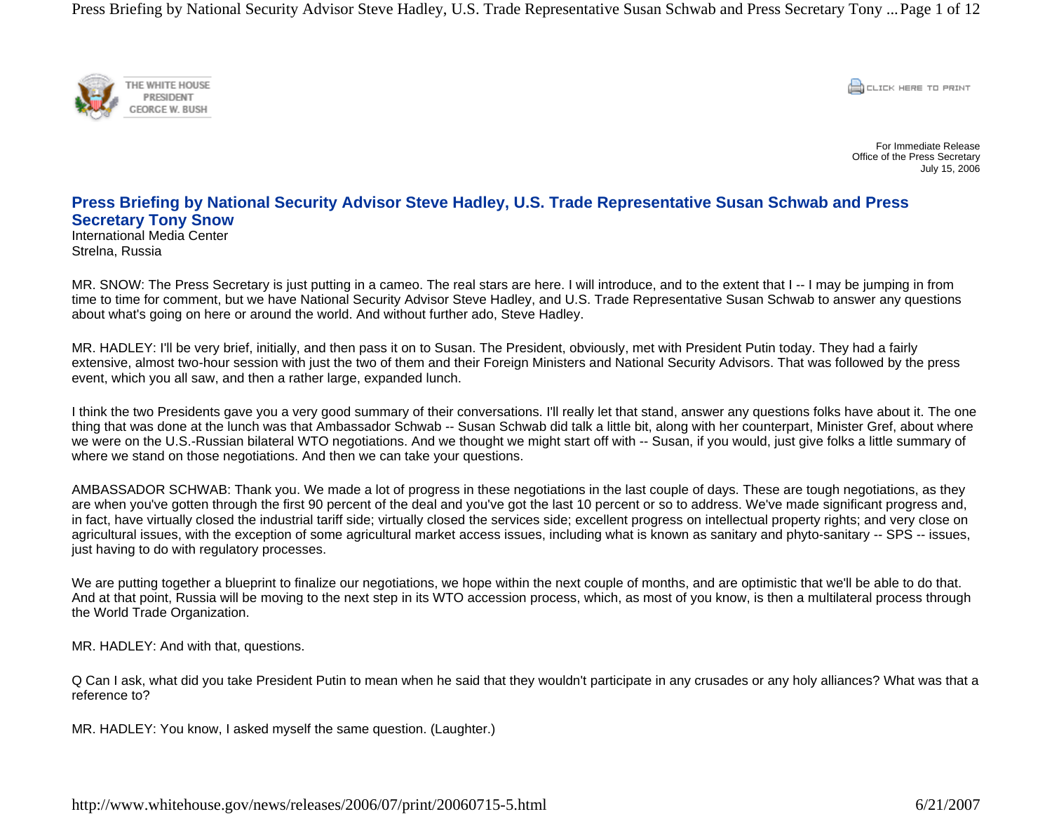For Immediate Release
Office of the Press Secretary
July 15, 2006

# Press Briefing by National Security Advisor Steve Hadley, U.S. Trade Representative Susan Schwab and Press Secretary Tony Snow

International Media Center
Strelna, Russia

MR. SNOW: The Press Secretary is just putting in a cameo. The real stars are here. I will introduce, and to the extent that I -- I may be jumping in from time to time for comment, but we have National Security Advisor Steve Hadley, and U.S. Trade Representative Susan Schwab to answer any questions about what's going on here or around the world. And without further ado, Steve Hadley.

MR. HADLEY: I'll be very brief, initially, and then pass it on to Susan. The President, obviously, met with President Putin today. They had a fairly extensive, almost two-hour session with just the two of them and their Foreign Ministers and National Security Advisors. That was followed by the press event, which you all saw, and then a rather large, expanded lunch.

I think the two Presidents gave you a very good summary of their conversations. I'll really let that stand, answer any questions folks have about it. The one thing that was done at the lunch was that Ambassador Schwab -- Susan Schwab did talk a little bit, along with her counterpart, Minister Gref, about where we were on the U.S.-Russian bilateral WTO negotiations. And we thought we might start off with -- Susan, if you would, just give folks a little summary of where we stand on those negotiations. And then we can take your questions.

AMBASSADOR SCHWAB: Thank you. We made a lot of progress in these negotiations in the last couple of days. These are tough negotiations, as they are when you've gotten through the first 90 percent of the deal and you've got the last 10 percent or so to address. We've made significant progress and, in fact, have virtually closed the industrial tariff side; virtually closed the services side; excellent progress on intellectual property rights; and very close on agricultural issues, with the exception of some agricultural market access issues, including what is known as sanitary and phyto-sanitary -- SPS -- issues, just having to do with regulatory processes.

We are putting together a blueprint to finalize our negotiations, we hope within the next couple of months, and are optimistic that we'll be able to do that. And at that point, Russia will be moving to the next step in its WTO accession process, which, as most of you know, is then a multilateral process through the World Trade Organization.

MR. HADLEY: And with that, questions.

Q Can I ask, what did you take President Putin to mean when he said that they wouldn't participate in any crusades or any holy alliances? What was that a reference to?

MR. HADLEY: You know, I asked myself the same question. (Laughter.)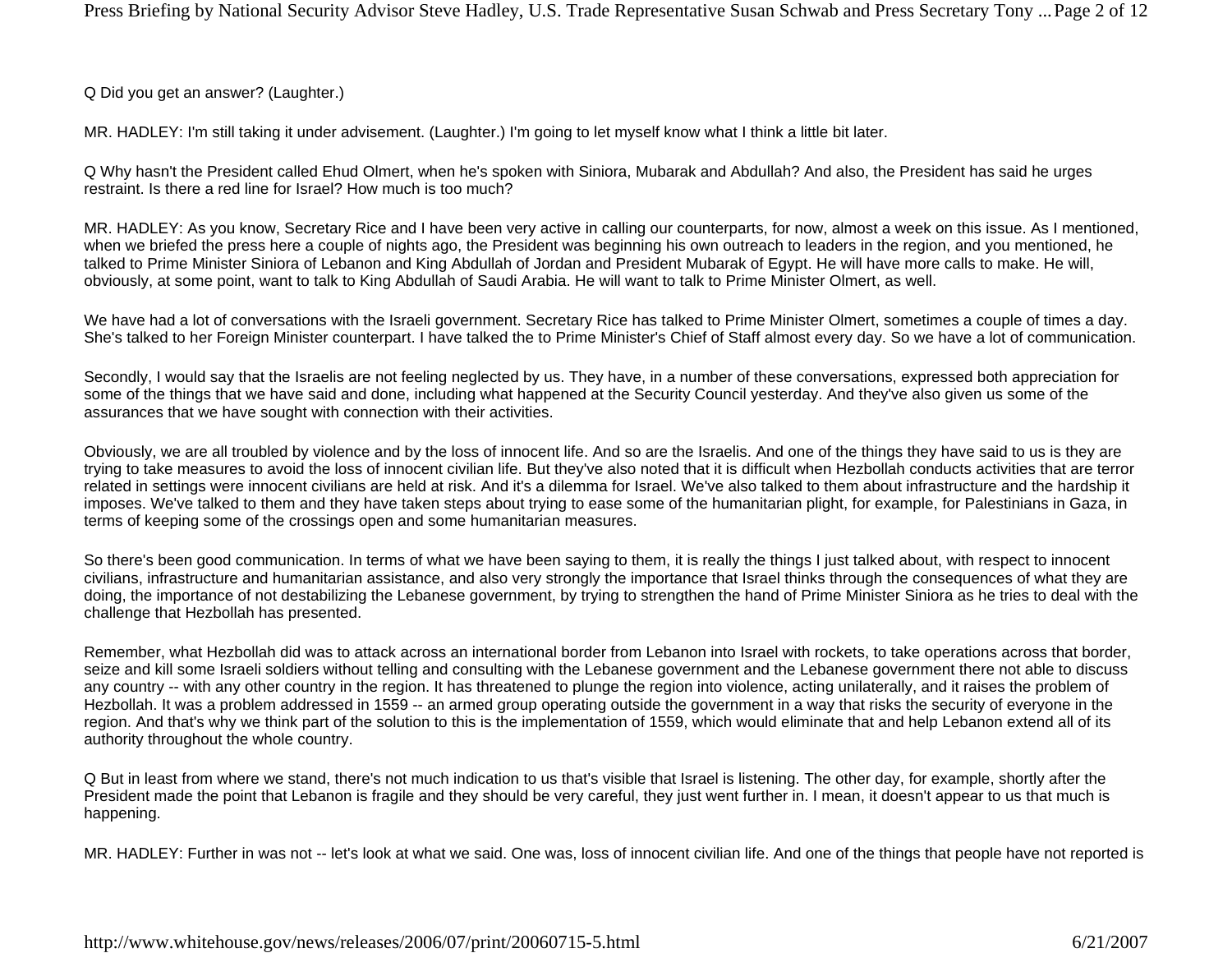Q Did you get an answer? (Laughter.)

MR. HADLEY: I'm still taking it under advisement. (Laughter.) I'm going to let myself know what I think a little bit later.

Q Why hasn't the President called Ehud Olmert, when he's spoken with Siniora, Mubarak and Abdullah? And also, the President has said he urges restraint. Is there a red line for Israel? How much is too much?

MR. HADLEY: As you know, Secretary Rice and I have been very active in calling our counterparts, for now, almost a week on this issue. As I mentioned, when we briefed the press here a couple of nights ago, the President was beginning his own outreach to leaders in the region, and you mentioned, he talked to Prime Minister Siniora of Lebanon and King Abdullah of Jordan and President Mubarak of Egypt. He will have more calls to make. He will, obviously, at some point, want to talk to King Abdullah of Saudi Arabia. He will want to talk to Prime Minister Olmert, as well.

We have had a lot of conversations with the Israeli government. Secretary Rice has talked to Prime Minister Olmert, sometimes a couple of times a day. She's talked to her Foreign Minister counterpart. I have talked the to Prime Minister's Chief of Staff almost every day. So we have a lot of communication.

Secondly, I would say that the Israelis are not feeling neglected by us. They have, in a number of these conversations, expressed both appreciation for some of the things that we have said and done, including what happened at the Security Council yesterday. And they've also given us some of the assurances that we have sought with connection with their activities.

Obviously, we are all troubled by violence and by the loss of innocent life. And so are the Israelis. And one of the things they have said to us is they are trying to take measures to avoid the loss of innocent civilian life. But they've also noted that it is difficult when Hezbollah conducts activities that are terror related in settings were innocent civilians are held at risk. And it's a dilemma for Israel. We've also talked to them about infrastructure and the hardship it imposes. We've talked to them and they have taken steps about trying to ease some of the humanitarian plight, for example, for Palestinians in Gaza, in terms of keeping some of the crossings open and some humanitarian measures.

So there's been good communication. In terms of what we have been saying to them, it is really the things I just talked about, with respect to innocent civilians, infrastructure and humanitarian assistance, and also very strongly the importance that Israel thinks through the consequences of what they are doing, the importance of not destabilizing the Lebanese government, by trying to strengthen the hand of Prime Minister Siniora as he tries to deal with the challenge that Hezbollah has presented.

Remember, what Hezbollah did was to attack across an international border from Lebanon into Israel with rockets, to take operations across that border, seize and kill some Israeli soldiers without telling and consulting with the Lebanese government and the Lebanese government there not able to discuss any country -- with any other country in the region. It has threatened to plunge the region into violence, acting unilaterally, and it raises the problem of Hezbollah. It was a problem addressed in 1559 -- an armed group operating outside the government in a way that risks the security of everyone in the region. And that's why we think part of the solution to this is the implementation of 1559, which would eliminate that and help Lebanon extend all of its authority throughout the whole country.

Q But in least from where we stand, there's not much indication to us that's visible that Israel is listening. The other day, for example, shortly after the President made the point that Lebanon is fragile and they should be very careful, they just went further in. I mean, it doesn't appear to us that much is happening.

MR. HADLEY: Further in was not -- let's look at what we said. One was, loss of innocent civilian life. And one of the things that people have not reported is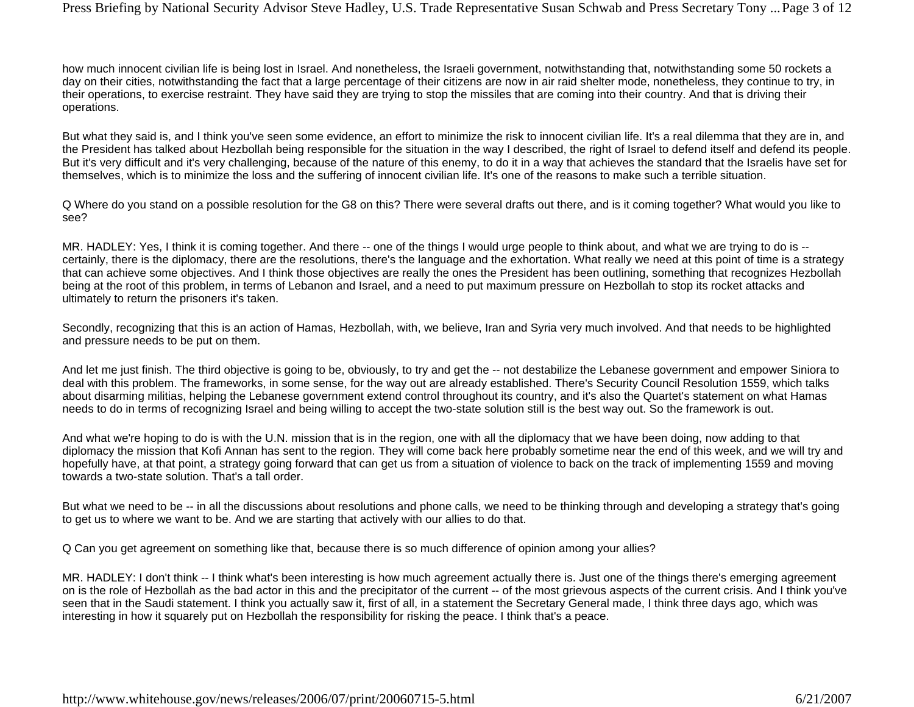how much innocent civilian life is being lost in Israel. And nonetheless, the Israeli government, notwithstanding that, notwithstanding some 50 rockets a day on their cities, notwithstanding the fact that a large percentage of their citizens are now in air raid shelter mode, nonetheless, they continue to try, in their operations, to exercise restraint. They have said they are trying to stop the missiles that are coming into their country. And that is driving their operations.

But what they said is, and I think you've seen some evidence, an effort to minimize the risk to innocent civilian life. It's a real dilemma that they are in, and the President has talked about Hezbollah being responsible for the situation in the way I described, the right of Israel to defend itself and defend its people. But it's very difficult and it's very challenging, because of the nature of this enemy, to do it in a way that achieves the standard that the Israelis have set for themselves, which is to minimize the loss and the suffering of innocent civilian life. It's one of the reasons to make such a terrible situation.

Q Where do you stand on a possible resolution for the G8 on this? There were several drafts out there, and is it coming together? What would you like to see?

MR. HADLEY: Yes, I think it is coming together. And there -- one of the things I would urge people to think about, and what we are trying to do is -- certainly, there is the diplomacy, there are the resolutions, there's the language and the exhortation. What really we need at this point of time is a strategy that can achieve some objectives. And I think those objectives are really the ones the President has been outlining, something that recognizes Hezbollah being at the root of this problem, in terms of Lebanon and Israel, and a need to put maximum pressure on Hezbollah to stop its rocket attacks and ultimately to return the prisoners it's taken.

Secondly, recognizing that this is an action of Hamas, Hezbollah, with, we believe, Iran and Syria very much involved. And that needs to be highlighted and pressure needs to be put on them.

And let me just finish. The third objective is going to be, obviously, to try and get the -- not destabilize the Lebanese government and empower Siniora to deal with this problem. The frameworks, in some sense, for the way out are already established. There's Security Council Resolution 1559, which talks about disarming militias, helping the Lebanese government extend control throughout its country, and it's also the Quartet's statement on what Hamas needs to do in terms of recognizing Israel and being willing to accept the two-state solution still is the best way out. So the framework is out.

And what we're hoping to do is with the U.N. mission that is in the region, one with all the diplomacy that we have been doing, now adding to that diplomacy the mission that Kofi Annan has sent to the region. They will come back here probably sometime near the end of this week, and we will try and hopefully have, at that point, a strategy going forward that can get us from a situation of violence to back on the track of implementing 1559 and moving towards a two-state solution. That's a tall order.

But what we need to be -- in all the discussions about resolutions and phone calls, we need to be thinking through and developing a strategy that's going to get us to where we want to be. And we are starting that actively with our allies to do that.

Q Can you get agreement on something like that, because there is so much difference of opinion among your allies?

MR. HADLEY: I don't think -- I think what's been interesting is how much agreement actually there is. Just one of the things there's emerging agreement on is the role of Hezbollah as the bad actor in this and the precipitator of the current -- of the most grievous aspects of the current crisis. And I think you've seen that in the Saudi statement. I think you actually saw it, first of all, in a statement the Secretary General made, I think three days ago, which was interesting in how it squarely put on Hezbollah the responsibility for risking the peace. I think that's a peace.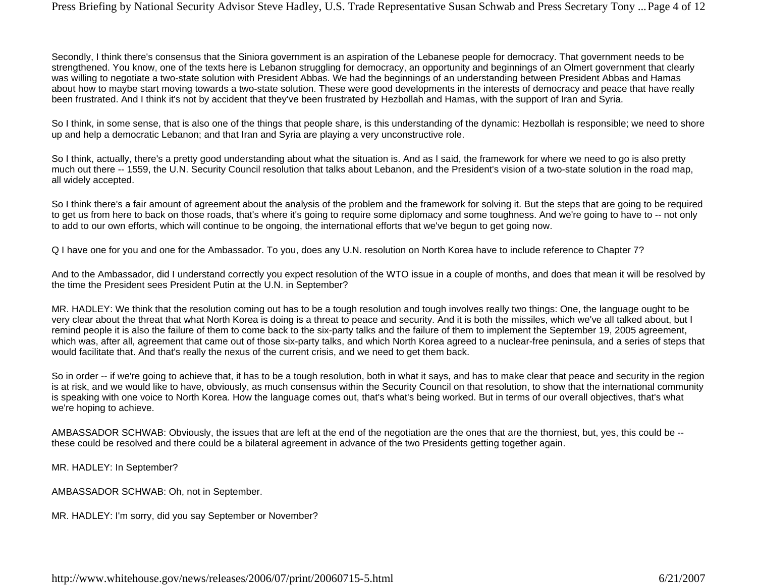Secondly, I think there's consensus that the Siniora government is an aspiration of the Lebanese people for democracy. That government needs to be strengthened. You know, one of the texts here is Lebanon struggling for democracy, an opportunity and beginnings of an Olmert government that clearly was willing to negotiate a two-state solution with President Abbas. We had the beginnings of an understanding between President Abbas and Hamas about how to maybe start moving towards a two-state solution. These were good developments in the interests of democracy and peace that have really been frustrated. And I think it's not by accident that they've been frustrated by Hezbollah and Hamas, with the support of Iran and Syria.

So I think, in some sense, that is also one of the things that people share, is this understanding of the dynamic: Hezbollah is responsible; we need to shore up and help a democratic Lebanon; and that Iran and Syria are playing a very unconstructive role.

So I think, actually, there's a pretty good understanding about what the situation is. And as I said, the framework for where we need to go is also pretty much out there -- 1559, the U.N. Security Council resolution that talks about Lebanon, and the President's vision of a two-state solution in the road map, all widely accepted.

So I think there's a fair amount of agreement about the analysis of the problem and the framework for solving it. But the steps that are going to be required to get us from here to back on those roads, that's where it's going to require some diplomacy and some toughness. And we're going to have to -- not only to add to our own efforts, which will continue to be ongoing, the international efforts that we've begun to get going now.

Q I have one for you and one for the Ambassador. To you, does any U.N. resolution on North Korea have to include reference to Chapter 7?

And to the Ambassador, did I understand correctly you expect resolution of the WTO issue in a couple of months, and does that mean it will be resolved by the time the President sees President Putin at the U.N. in September?

MR. HADLEY: We think that the resolution coming out has to be a tough resolution and tough involves really two things: One, the language ought to be very clear about the threat that what North Korea is doing is a threat to peace and security. And it is both the missiles, which we've all talked about, but I remind people it is also the failure of them to come back to the six-party talks and the failure of them to implement the September 19, 2005 agreement, which was, after all, agreement that came out of those six-party talks, and which North Korea agreed to a nuclear-free peninsula, and a series of steps that would facilitate that. And that's really the nexus of the current crisis, and we need to get them back.

So in order -- if we're going to achieve that, it has to be a tough resolution, both in what it says, and has to make clear that peace and security in the region is at risk, and we would like to have, obviously, as much consensus within the Security Council on that resolution, to show that the international community is speaking with one voice to North Korea. How the language comes out, that's what's being worked. But in terms of our overall objectives, that's what we're hoping to achieve.

AMBASSADOR SCHWAB: Obviously, the issues that are left at the end of the negotiation are the ones that are the thorniest, but, yes, this could be -- these could be resolved and there could be a bilateral agreement in advance of the two Presidents getting together again.

MR. HADLEY: In September?

AMBASSADOR SCHWAB: Oh, not in September.

MR. HADLEY: I'm sorry, did you say September or November?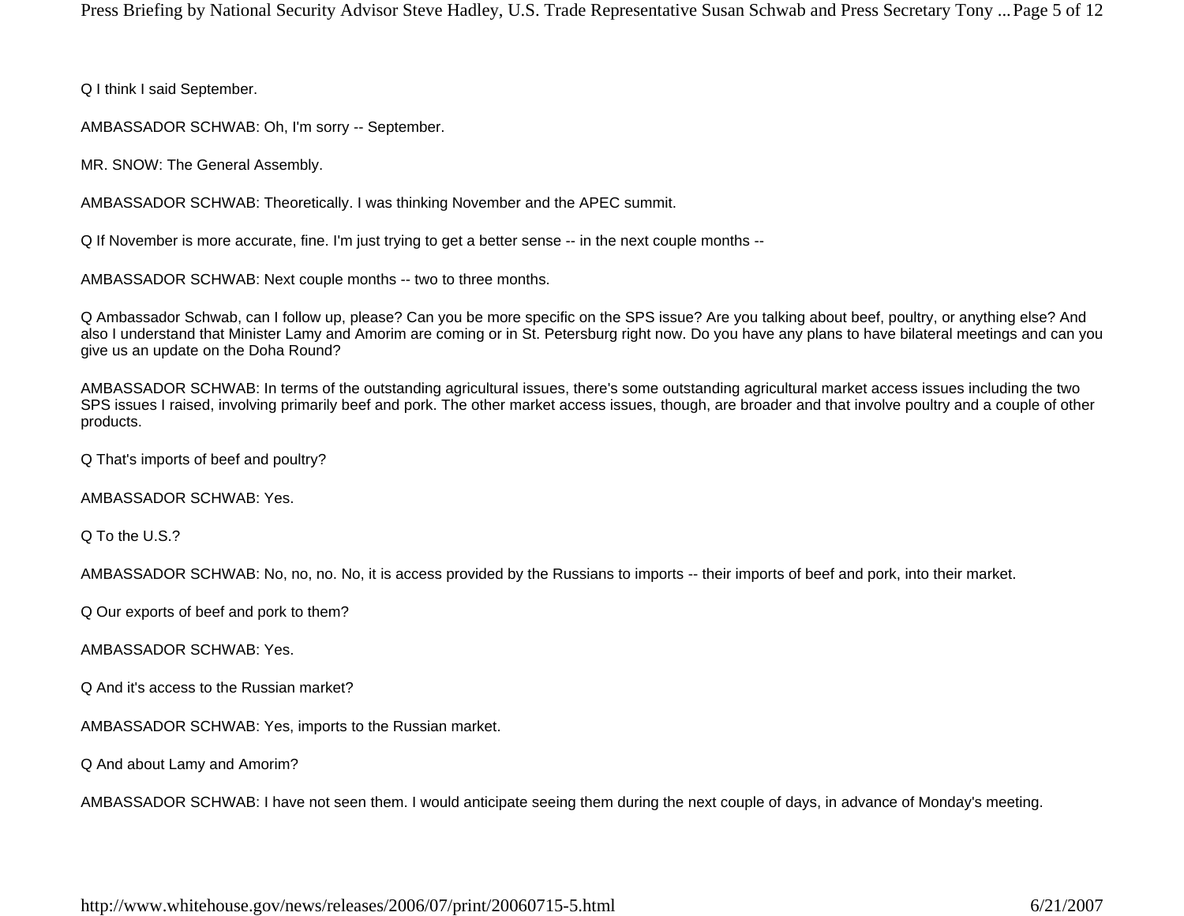Q I think I said September.

AMBASSADOR SCHWAB: Oh, I'm sorry -- September.

MR. SNOW: The General Assembly.

AMBASSADOR SCHWAB: Theoretically. I was thinking November and the APEC summit.

Q If November is more accurate, fine. I'm just trying to get a better sense -- in the next couple months --

AMBASSADOR SCHWAB: Next couple months -- two to three months.

Q Ambassador Schwab, can I follow up, please? Can you be more specific on the SPS issue? Are you talking about beef, poultry, or anything else? And also I understand that Minister Lamy and Amorim are coming or in St. Petersburg right now. Do you have any plans to have bilateral meetings and can you give us an update on the Doha Round?

AMBASSADOR SCHWAB: In terms of the outstanding agricultural issues, there's some outstanding agricultural market access issues including the two SPS issues I raised, involving primarily beef and pork. The other market access issues, though, are broader and that involve poultry and a couple of other products.

Q That's imports of beef and poultry?

AMBASSADOR SCHWAB: Yes.

Q To the U.S.?

AMBASSADOR SCHWAB: No, no, no. No, it is access provided by the Russians to imports -- their imports of beef and pork, into their market.

Q Our exports of beef and pork to them?

AMBASSADOR SCHWAB: Yes.

Q And it's access to the Russian market?

AMBASSADOR SCHWAB: Yes, imports to the Russian market.

Q And about Lamy and Amorim?

AMBASSADOR SCHWAB: I have not seen them. I would anticipate seeing them during the next couple of days, in advance of Monday's meeting.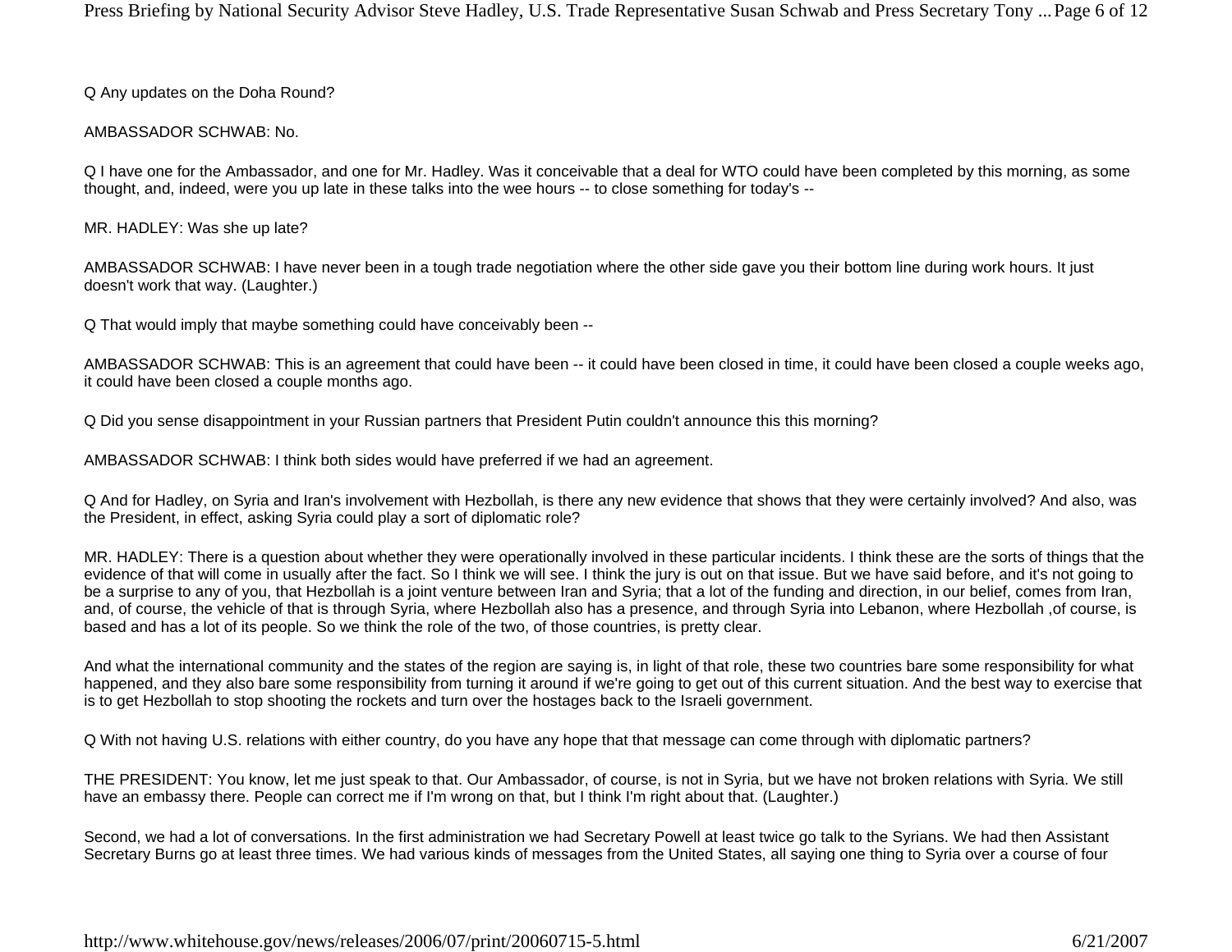Q Any updates on the Doha Round?

AMBASSADOR SCHWAB: No.

Q I have one for the Ambassador, and one for Mr. Hadley. Was it conceivable that a deal for WTO could have been completed by this morning, as some thought, and, indeed, were you up late in these talks into the wee hours -- to close something for today's --

MR. HADLEY: Was she up late?

AMBASSADOR SCHWAB: I have never been in a tough trade negotiation where the other side gave you their bottom line during work hours. It just doesn't work that way. (Laughter.)

Q That would imply that maybe something could have conceivably been --

AMBASSADOR SCHWAB: This is an agreement that could have been -- it could have been closed in time, it could have been closed a couple weeks ago, it could have been closed a couple months ago.

Q Did you sense disappointment in your Russian partners that President Putin couldn't announce this this morning?

AMBASSADOR SCHWAB: I think both sides would have preferred if we had an agreement.

Q And for Hadley, on Syria and Iran's involvement with Hezbollah, is there any new evidence that shows that they were certainly involved? And also, was the President, in effect, asking Syria could play a sort of diplomatic role?

MR. HADLEY: There is a question about whether they were operationally involved in these particular incidents. I think these are the sorts of things that the evidence of that will come in usually after the fact. So I think we will see. I think the jury is out on that issue. But we have said before, and it's not going to be a surprise to any of you, that Hezbollah is a joint venture between Iran and Syria; that a lot of the funding and direction, in our belief, comes from Iran, and, of course, the vehicle of that is through Syria, where Hezbollah also has a presence, and through Syria into Lebanon, where Hezbollah ,of course, is based and has a lot of its people. So we think the role of the two, of those countries, is pretty clear.

And what the international community and the states of the region are saying is, in light of that role, these two countries bare some responsibility for what happened, and they also bare some responsibility from turning it around if we're going to get out of this current situation. And the best way to exercise that is to get Hezbollah to stop shooting the rockets and turn over the hostages back to the Israeli government.

Q With not having U.S. relations with either country, do you have any hope that that message can come through with diplomatic partners?

THE PRESIDENT: You know, let me just speak to that. Our Ambassador, of course, is not in Syria, but we have not broken relations with Syria. We still have an embassy there. People can correct me if I'm wrong on that, but I think I'm right about that. (Laughter.)

Second, we had a lot of conversations. In the first administration we had Secretary Powell at least twice go talk to the Syrians. We had then Assistant Secretary Burns go at least three times. We had various kinds of messages from the United States, all saying one thing to Syria over a course of four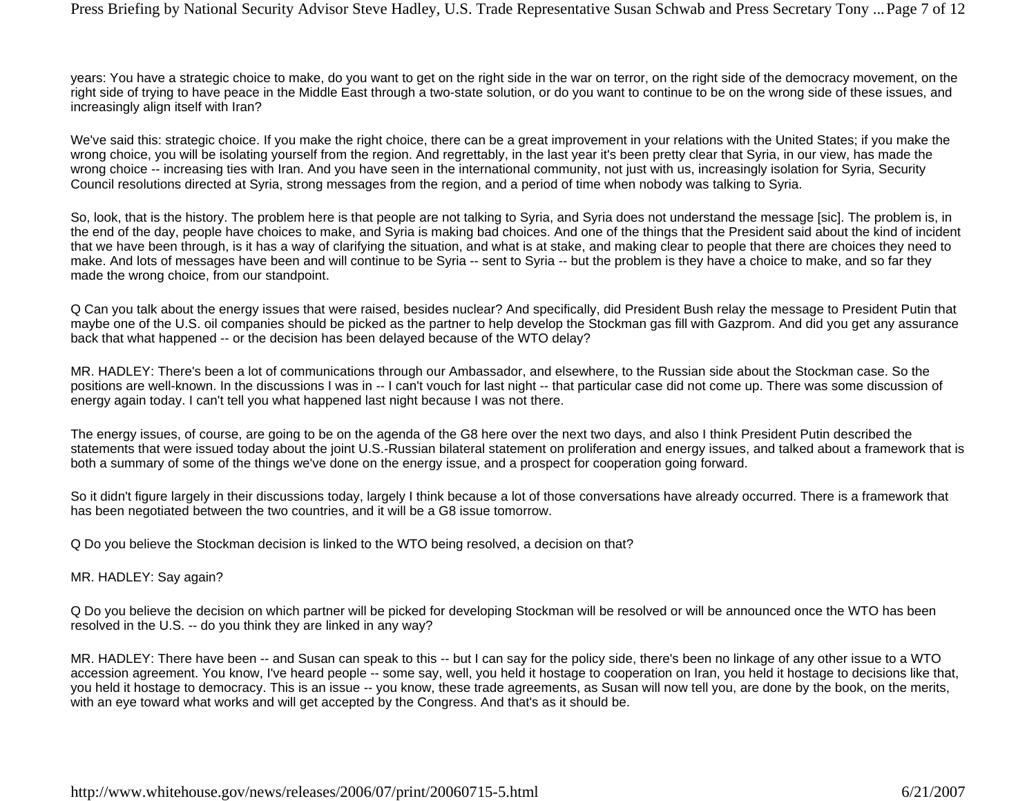years: You have a strategic choice to make, do you want to get on the right side in the war on terror, on the right side of the democracy movement, on the right side of trying to have peace in the Middle East through a two-state solution, or do you want to continue to be on the wrong side of these issues, and increasingly align itself with Iran?

We've said this: strategic choice. If you make the right choice, there can be a great improvement in your relations with the United States; if you make the wrong choice, you will be isolating yourself from the region. And regrettably, in the last year it's been pretty clear that Syria, in our view, has made the wrong choice -- increasing ties with Iran. And you have seen in the international community, not just with us, increasingly isolation for Syria, Security Council resolutions directed at Syria, strong messages from the region, and a period of time when nobody was talking to Syria.

So, look, that is the history. The problem here is that people are not talking to Syria, and Syria does not understand the message [sic]. The problem is, in the end of the day, people have choices to make, and Syria is making bad choices. And one of the things that the President said about the kind of incident that we have been through, is it has a way of clarifying the situation, and what is at stake, and making clear to people that there are choices they need to make. And lots of messages have been and will continue to be Syria -- sent to Syria -- but the problem is they have a choice to make, and so far they made the wrong choice, from our standpoint.

Q Can you talk about the energy issues that were raised, besides nuclear? And specifically, did President Bush relay the message to President Putin that maybe one of the U.S. oil companies should be picked as the partner to help develop the Stockman gas fill with Gazprom. And did you get any assurance back that what happened -- or the decision has been delayed because of the WTO delay?

MR. HADLEY: There's been a lot of communications through our Ambassador, and elsewhere, to the Russian side about the Stockman case. So the positions are well-known. In the discussions I was in -- I can't vouch for last night -- that particular case did not come up. There was some discussion of energy again today. I can't tell you what happened last night because I was not there.

The energy issues, of course, are going to be on the agenda of the G8 here over the next two days, and also I think President Putin described the statements that were issued today about the joint U.S.-Russian bilateral statement on proliferation and energy issues, and talked about a framework that is both a summary of some of the things we've done on the energy issue, and a prospect for cooperation going forward.

So it didn't figure largely in their discussions today, largely I think because a lot of those conversations have already occurred. There is a framework that has been negotiated between the two countries, and it will be a G8 issue tomorrow.

Q Do you believe the Stockman decision is linked to the WTO being resolved, a decision on that?

MR. HADLEY: Say again?

Q Do you believe the decision on which partner will be picked for developing Stockman will be resolved or will be announced once the WTO has been resolved in the U.S. -- do you think they are linked in any way?

MR. HADLEY: There have been -- and Susan can speak to this -- but I can say for the policy side, there's been no linkage of any other issue to a WTO accession agreement. You know, I've heard people -- some say, well, you held it hostage to cooperation on Iran, you held it hostage to decisions like that, you held it hostage to democracy. This is an issue -- you know, these trade agreements, as Susan will now tell you, are done by the book, on the merits, with an eye toward what works and will get accepted by the Congress. And that's as it should be.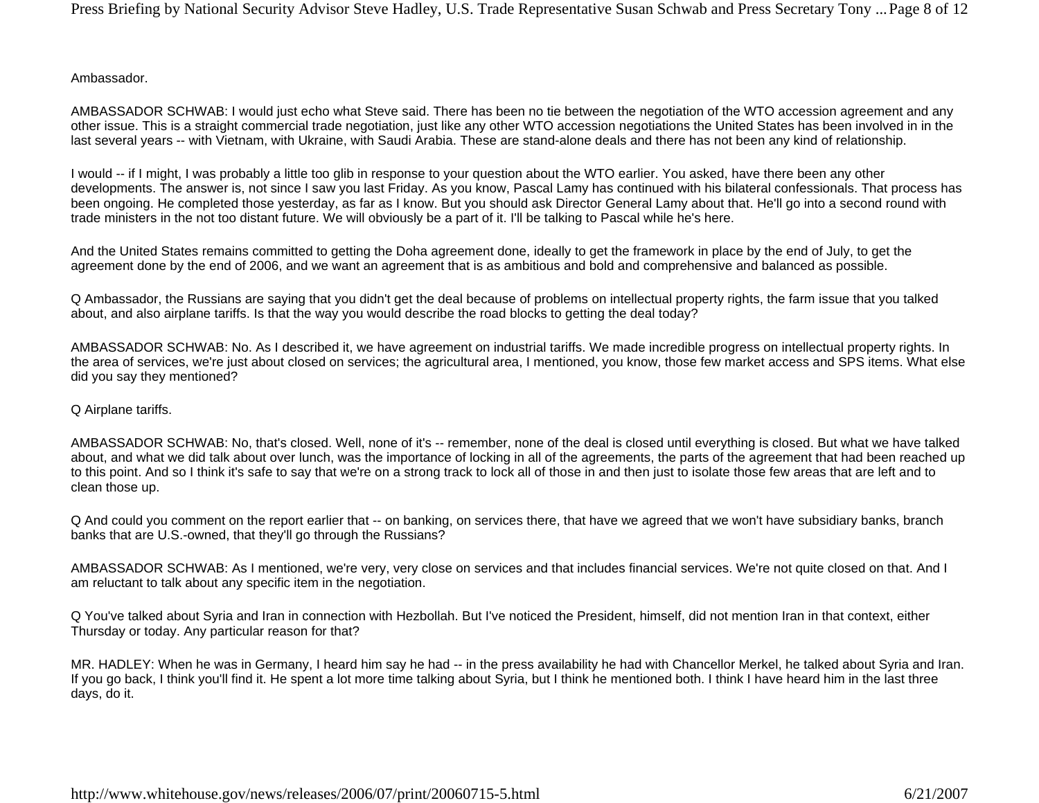Ambassador.

AMBASSADOR SCHWAB: I would just echo what Steve said. There has been no tie between the negotiation of the WTO accession agreement and any other issue. This is a straight commercial trade negotiation, just like any other WTO accession negotiations the United States has been involved in in the last several years -- with Vietnam, with Ukraine, with Saudi Arabia. These are stand-alone deals and there has not been any kind of relationship.

I would -- if I might, I was probably a little too glib in response to your question about the WTO earlier. You asked, have there been any other developments. The answer is, not since I saw you last Friday. As you know, Pascal Lamy has continued with his bilateral confessionals. That process has been ongoing. He completed those yesterday, as far as I know. But you should ask Director General Lamy about that. He'll go into a second round with trade ministers in the not too distant future. We will obviously be a part of it. I'll be talking to Pascal while he's here.

And the United States remains committed to getting the Doha agreement done, ideally to get the framework in place by the end of July, to get the agreement done by the end of 2006, and we want an agreement that is as ambitious and bold and comprehensive and balanced as possible.

Q Ambassador, the Russians are saying that you didn't get the deal because of problems on intellectual property rights, the farm issue that you talked about, and also airplane tariffs. Is that the way you would describe the road blocks to getting the deal today?

AMBASSADOR SCHWAB: No. As I described it, we have agreement on industrial tariffs. We made incredible progress on intellectual property rights. In the area of services, we're just about closed on services; the agricultural area, I mentioned, you know, those few market access and SPS items. What else did you say they mentioned?

Q Airplane tariffs.

AMBASSADOR SCHWAB: No, that's closed. Well, none of it's -- remember, none of the deal is closed until everything is closed. But what we have talked about, and what we did talk about over lunch, was the importance of locking in all of the agreements, the parts of the agreement that had been reached up to this point. And so I think it's safe to say that we're on a strong track to lock all of those in and then just to isolate those few areas that are left and to clean those up.

Q And could you comment on the report earlier that -- on banking, on services there, that have we agreed that we won't have subsidiary banks, branch banks that are U.S.-owned, that they'll go through the Russians?

AMBASSADOR SCHWAB: As I mentioned, we're very, very close on services and that includes financial services. We're not quite closed on that. And I am reluctant to talk about any specific item in the negotiation.

Q You've talked about Syria and Iran in connection with Hezbollah. But I've noticed the President, himself, did not mention Iran in that context, either Thursday or today. Any particular reason for that?

MR. HADLEY: When he was in Germany, I heard him say he had -- in the press availability he had with Chancellor Merkel, he talked about Syria and Iran. If you go back, I think you'll find it. He spent a lot more time talking about Syria, but I think he mentioned both. I think I have heard him in the last three days, do it.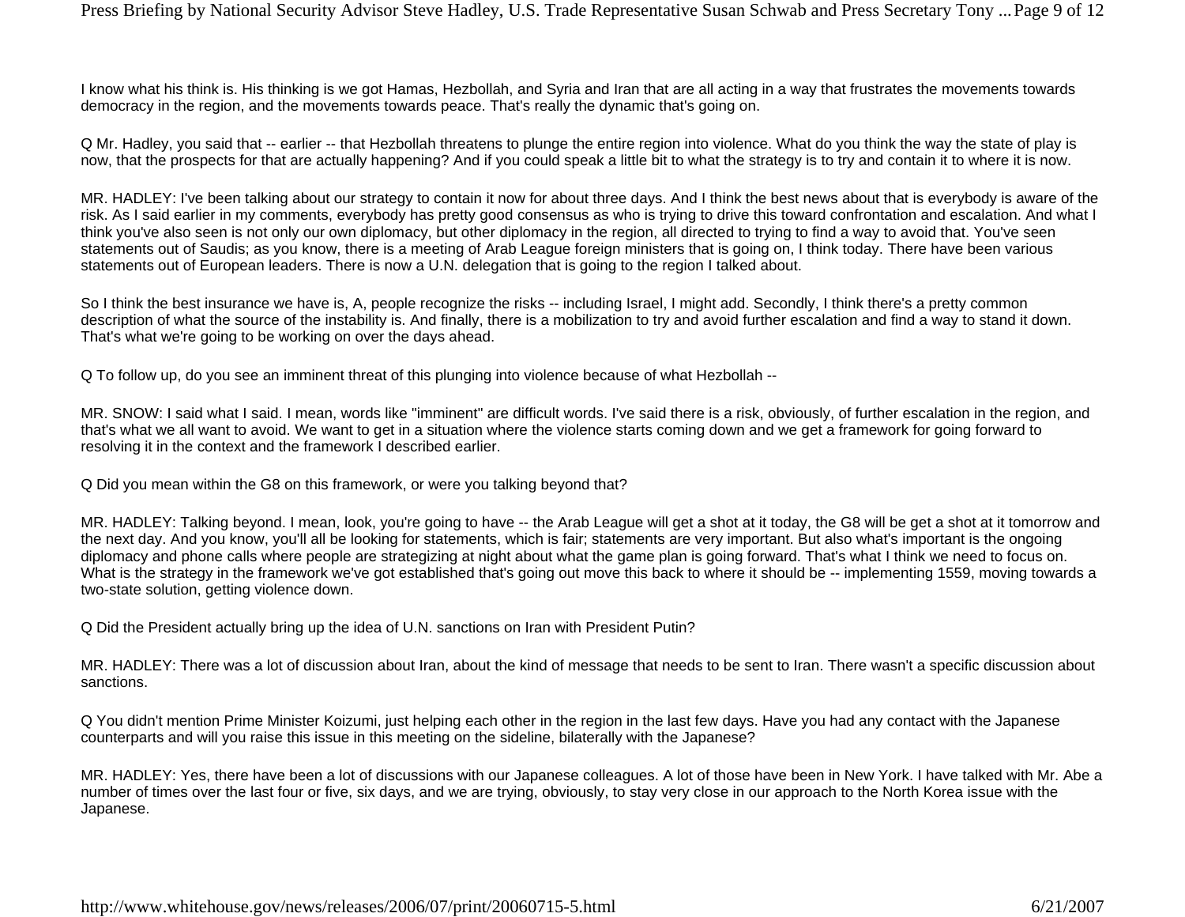I know what his think is. His thinking is we got Hamas, Hezbollah, and Syria and Iran that are all acting in a way that frustrates the movements towards democracy in the region, and the movements towards peace. That's really the dynamic that's going on.

Q Mr. Hadley, you said that -- earlier -- that Hezbollah threatens to plunge the entire region into violence. What do you think the way the state of play is now, that the prospects for that are actually happening? And if you could speak a little bit to what the strategy is to try and contain it to where it is now.

MR. HADLEY: I've been talking about our strategy to contain it now for about three days. And I think the best news about that is everybody is aware of the risk. As I said earlier in my comments, everybody has pretty good consensus as who is trying to drive this toward confrontation and escalation. And what I think you've also seen is not only our own diplomacy, but other diplomacy in the region, all directed to trying to find a way to avoid that. You've seen statements out of Saudis; as you know, there is a meeting of Arab League foreign ministers that is going on, I think today. There have been various statements out of European leaders. There is now a U.N. delegation that is going to the region I talked about.

So I think the best insurance we have is, A, people recognize the risks -- including Israel, I might add. Secondly, I think there's a pretty common description of what the source of the instability is. And finally, there is a mobilization to try and avoid further escalation and find a way to stand it down. That's what we're going to be working on over the days ahead.

Q To follow up, do you see an imminent threat of this plunging into violence because of what Hezbollah --

MR. SNOW: I said what I said. I mean, words like "imminent" are difficult words. I've said there is a risk, obviously, of further escalation in the region, and that's what we all want to avoid. We want to get in a situation where the violence starts coming down and we get a framework for going forward to resolving it in the context and the framework I described earlier.

Q Did you mean within the G8 on this framework, or were you talking beyond that?

MR. HADLEY: Talking beyond. I mean, look, you're going to have -- the Arab League will get a shot at it today, the G8 will be get a shot at it tomorrow and the next day. And you know, you'll all be looking for statements, which is fair; statements are very important. But also what's important is the ongoing diplomacy and phone calls where people are strategizing at night about what the game plan is going forward. That's what I think we need to focus on. What is the strategy in the framework we've got established that's going out move this back to where it should be -- implementing 1559, moving towards a two-state solution, getting violence down.

Q Did the President actually bring up the idea of U.N. sanctions on Iran with President Putin?

MR. HADLEY: There was a lot of discussion about Iran, about the kind of message that needs to be sent to Iran. There wasn't a specific discussion about sanctions.

Q You didn't mention Prime Minister Koizumi, just helping each other in the region in the last few days. Have you had any contact with the Japanese counterparts and will you raise this issue in this meeting on the sideline, bilaterally with the Japanese?

MR. HADLEY: Yes, there have been a lot of discussions with our Japanese colleagues. A lot of those have been in New York. I have talked with Mr. Abe a number of times over the last four or five, six days, and we are trying, obviously, to stay very close in our approach to the North Korea issue with the Japanese.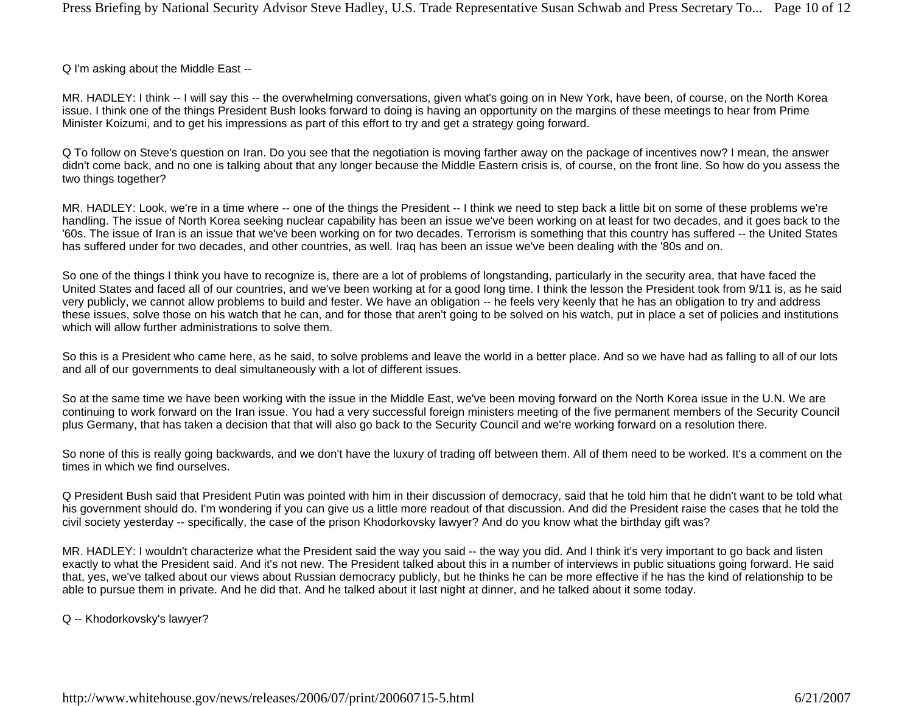Q I'm asking about the Middle East --

MR. HADLEY: I think -- I will say this -- the overwhelming conversations, given what's going on in New York, have been, of course, on the North Korea issue. I think one of the things President Bush looks forward to doing is having an opportunity on the margins of these meetings to hear from Prime Minister Koizumi, and to get his impressions as part of this effort to try and get a strategy going forward.

Q To follow on Steve's question on Iran. Do you see that the negotiation is moving farther away on the package of incentives now? I mean, the answer didn't come back, and no one is talking about that any longer because the Middle Eastern crisis is, of course, on the front line. So how do you assess the two things together?

MR. HADLEY: Look, we're in a time where -- one of the things the President -- I think we need to step back a little bit on some of these problems we're handling. The issue of North Korea seeking nuclear capability has been an issue we've been working on at least for two decades, and it goes back to the '60s. The issue of Iran is an issue that we've been working on for two decades. Terrorism is something that this country has suffered -- the United States has suffered under for two decades, and other countries, as well. Iraq has been an issue we've been dealing with the '80s and on.

So one of the things I think you have to recognize is, there are a lot of problems of longstanding, particularly in the security area, that have faced the United States and faced all of our countries, and we've been working at for a good long time. I think the lesson the President took from 9/11 is, as he said very publicly, we cannot allow problems to build and fester. We have an obligation -- he feels very keenly that he has an obligation to try and address these issues, solve those on his watch that he can, and for those that aren't going to be solved on his watch, put in place a set of policies and institutions which will allow further administrations to solve them.

So this is a President who came here, as he said, to solve problems and leave the world in a better place. And so we have had as falling to all of our lots and all of our governments to deal simultaneously with a lot of different issues.

So at the same time we have been working with the issue in the Middle East, we've been moving forward on the North Korea issue in the U.N. We are continuing to work forward on the Iran issue. You had a very successful foreign ministers meeting of the five permanent members of the Security Council plus Germany, that has taken a decision that that will also go back to the Security Council and we're working forward on a resolution there.

So none of this is really going backwards, and we don't have the luxury of trading off between them. All of them need to be worked. It's a comment on the times in which we find ourselves.

Q President Bush said that President Putin was pointed with him in their discussion of democracy, said that he told him that he didn't want to be told what his government should do. I'm wondering if you can give us a little more readout of that discussion. And did the President raise the cases that he told the civil society yesterday -- specifically, the case of the prison Khodorkovsky lawyer? And do you know what the birthday gift was?

MR. HADLEY: I wouldn't characterize what the President said the way you said -- the way you did. And I think it's very important to go back and listen exactly to what the President said. And it's not new. The President talked about this in a number of interviews in public situations going forward. He said that, yes, we've talked about our views about Russian democracy publicly, but he thinks he can be more effective if he has the kind of relationship to be able to pursue them in private. And he did that. And he talked about it last night at dinner, and he talked about it some today.

Q -- Khodorkovsky's lawyer?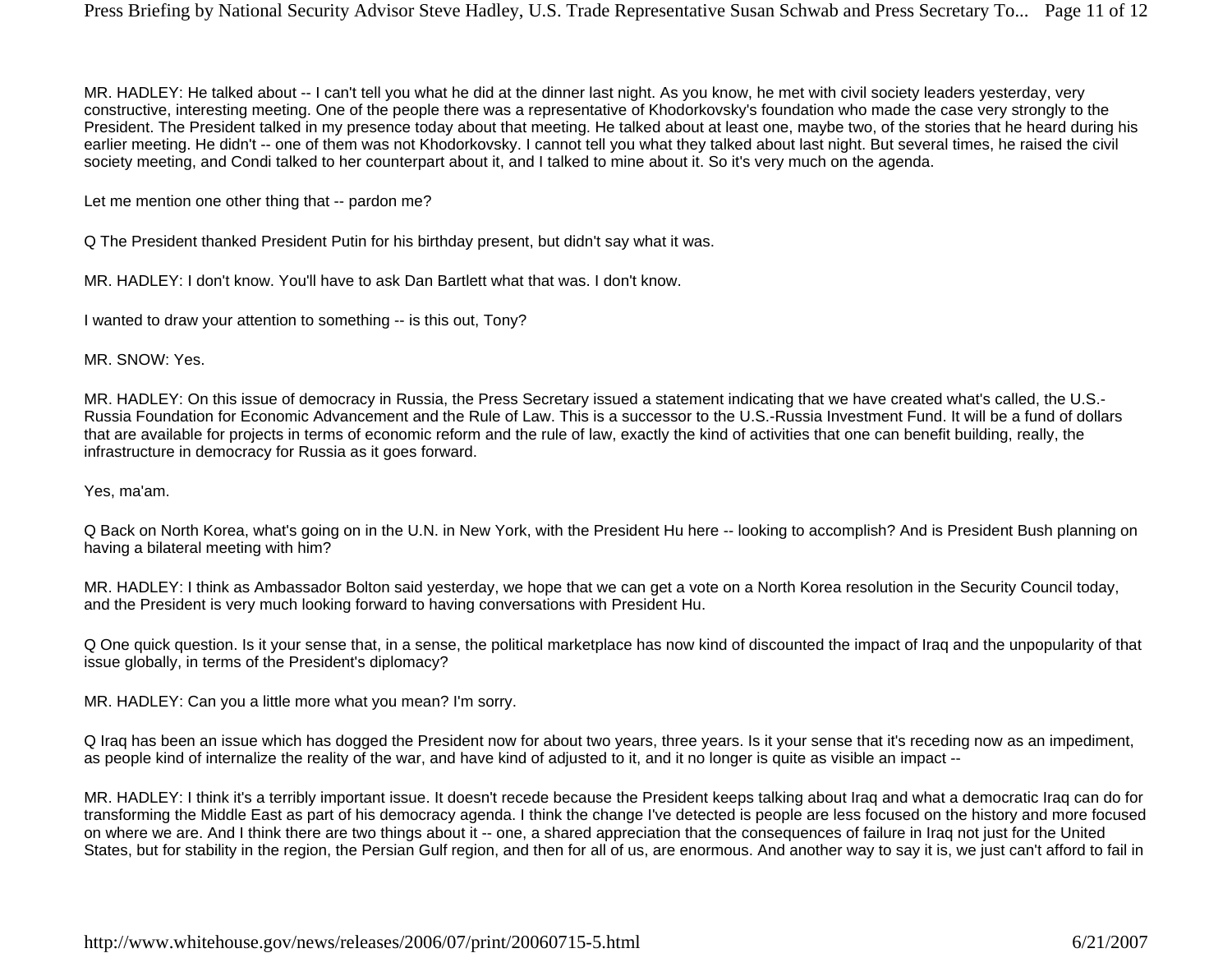MR. HADLEY: He talked about -- I can't tell you what he did at the dinner last night. As you know, he met with civil society leaders yesterday, very constructive, interesting meeting. One of the people there was a representative of Khodorkovsky's foundation who made the case very strongly to the President. The President talked in my presence today about that meeting. He talked about at least one, maybe two, of the stories that he heard during his earlier meeting. He didn't -- one of them was not Khodorkovsky. I cannot tell you what they talked about last night. But several times, he raised the civil society meeting, and Condi talked to her counterpart about it, and I talked to mine about it. So it's very much on the agenda.

Let me mention one other thing that -- pardon me?

Q The President thanked President Putin for his birthday present, but didn't say what it was.

MR. HADLEY: I don't know. You'll have to ask Dan Bartlett what that was. I don't know.

I wanted to draw your attention to something -- is this out, Tony?

MR. SNOW: Yes.

MR. HADLEY: On this issue of democracy in Russia, the Press Secretary issued a statement indicating that we have created what's called, the U.S.-Russia Foundation for Economic Advancement and the Rule of Law. This is a successor to the U.S.-Russia Investment Fund. It will be a fund of dollars that are available for projects in terms of economic reform and the rule of law, exactly the kind of activities that one can benefit building, really, the infrastructure in democracy for Russia as it goes forward.

Yes, ma'am.

Q Back on North Korea, what's going on in the U.N. in New York, with the President Hu here -- looking to accomplish? And is President Bush planning on having a bilateral meeting with him?

MR. HADLEY: I think as Ambassador Bolton said yesterday, we hope that we can get a vote on a North Korea resolution in the Security Council today, and the President is very much looking forward to having conversations with President Hu.

Q One quick question. Is it your sense that, in a sense, the political marketplace has now kind of discounted the impact of Iraq and the unpopularity of that issue globally, in terms of the President's diplomacy?

MR. HADLEY: Can you a little more what you mean? I'm sorry.

Q Iraq has been an issue which has dogged the President now for about two years, three years. Is it your sense that it's receding now as an impediment, as people kind of internalize the reality of the war, and have kind of adjusted to it, and it no longer is quite as visible an impact --

MR. HADLEY: I think it's a terribly important issue. It doesn't recede because the President keeps talking about Iraq and what a democratic Iraq can do for transforming the Middle East as part of his democracy agenda. I think the change I've detected is people are less focused on the history and more focused on where we are. And I think there are two things about it -- one, a shared appreciation that the consequences of failure in Iraq not just for the United States, but for stability in the region, the Persian Gulf region, and then for all of us, are enormous. And another way to say it is, we just can't afford to fail in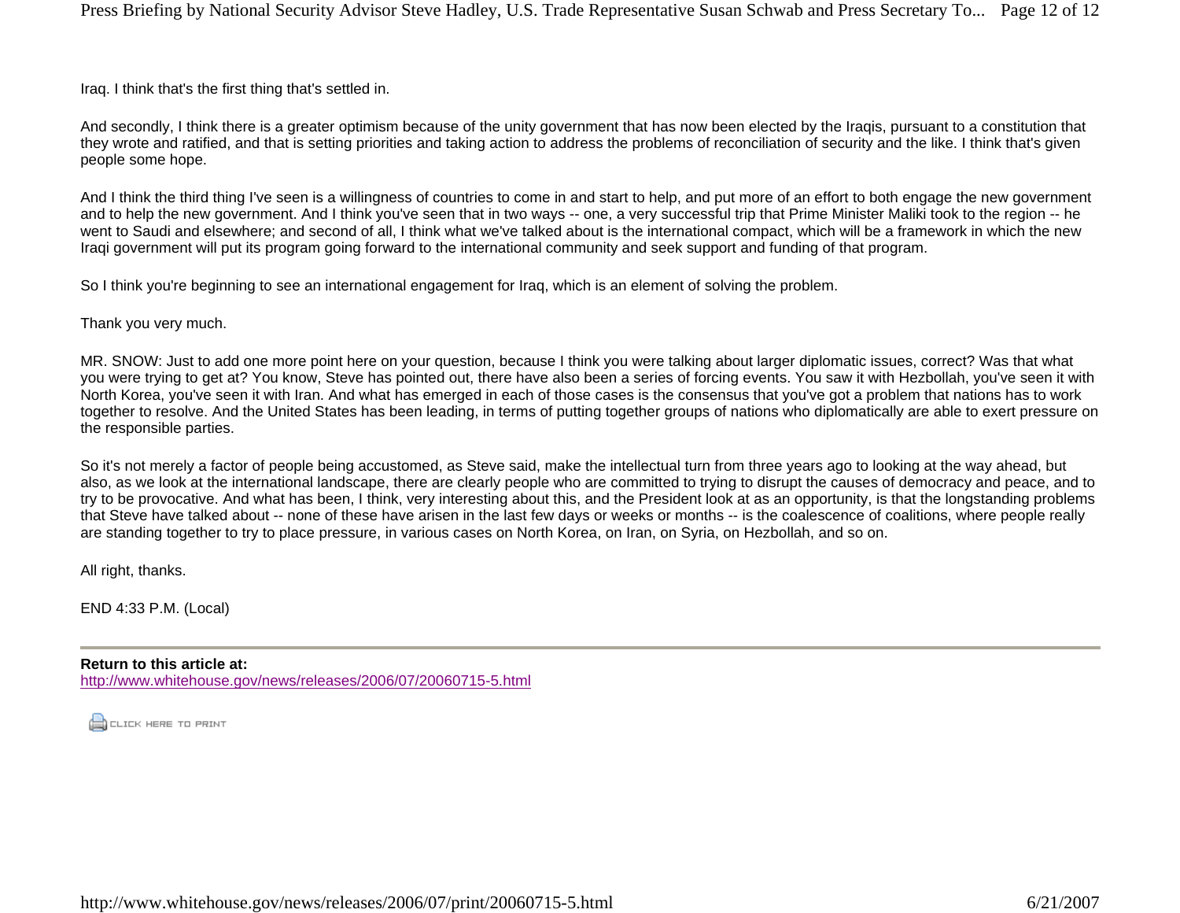Iraq. I think that's the first thing that's settled in.

And secondly, I think there is a greater optimism because of the unity government that has now been elected by the Iraqis, pursuant to a constitution that they wrote and ratified, and that is setting priorities and taking action to address the problems of reconciliation of security and the like. I think that's given people some hope.

And I think the third thing I've seen is a willingness of countries to come in and start to help, and put more of an effort to both engage the new government and to help the new government. And I think you've seen that in two ways -- one, a very successful trip that Prime Minister Maliki took to the region -- he went to Saudi and elsewhere; and second of all, I think what we've talked about is the international compact, which will be a framework in which the new Iraqi government will put its program going forward to the international community and seek support and funding of that program.

So I think you're beginning to see an international engagement for Iraq, which is an element of solving the problem.

Thank you very much.

MR. SNOW: Just to add one more point here on your question, because I think you were talking about larger diplomatic issues, correct? Was that what you were trying to get at? You know, Steve has pointed out, there have also been a series of forcing events. You saw it with Hezbollah, you've seen it with North Korea, you've seen it with Iran. And what has emerged in each of those cases is the consensus that you've got a problem that nations has to work together to resolve. And the United States has been leading, in terms of putting together groups of nations who diplomatically are able to exert pressure on the responsible parties.

So it's not merely a factor of people being accustomed, as Steve said, make the intellectual turn from three years ago to looking at the way ahead, but also, as we look at the international landscape, there are clearly people who are committed to trying to disrupt the causes of democracy and peace, and to try to be provocative. And what has been, I think, very interesting about this, and the President look at as an opportunity, is that the longstanding problems that Steve have talked about -- none of these have arisen in the last few days or weeks or months -- is the coalescence of coalitions, where people really are standing together to try to place pressure, in various cases on North Korea, on Iran, on Syria, on Hezbollah, and so on.

All right, thanks.

END 4:33 P.M. (Local)

---

**Return to this article at:**
http://www.whitehouse.gov/news/releases/2006/07/20060715-5.html

CLICK HERE TO PRINT